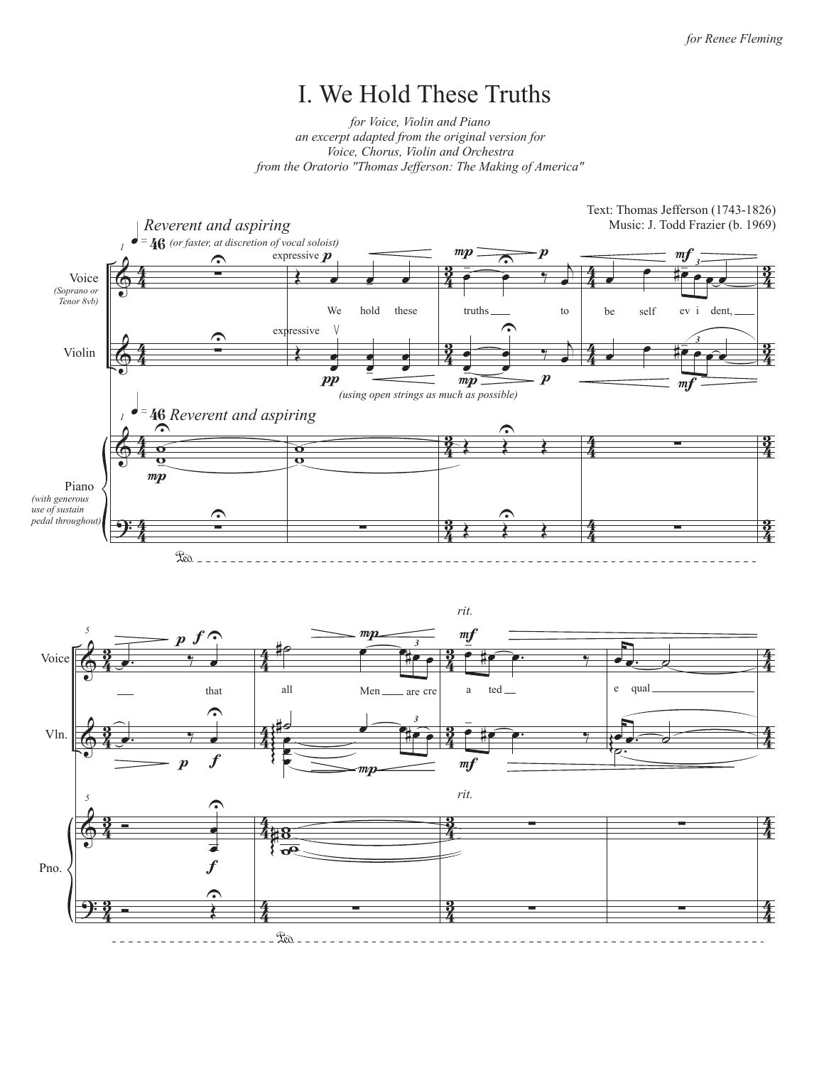*for Renee Fleming*

# I. We Hold These Truths

*for Voice, Violin and Piano*
*an excerpt adapted from the original version for*
*Voice, Chorus, Violin and Orchestra*
*from the Oratorio "Thomas Jefferson: The Making of America"*

Text: Thomas Jefferson (1743-1826)
Music: J. Todd Frazier (b. 1969)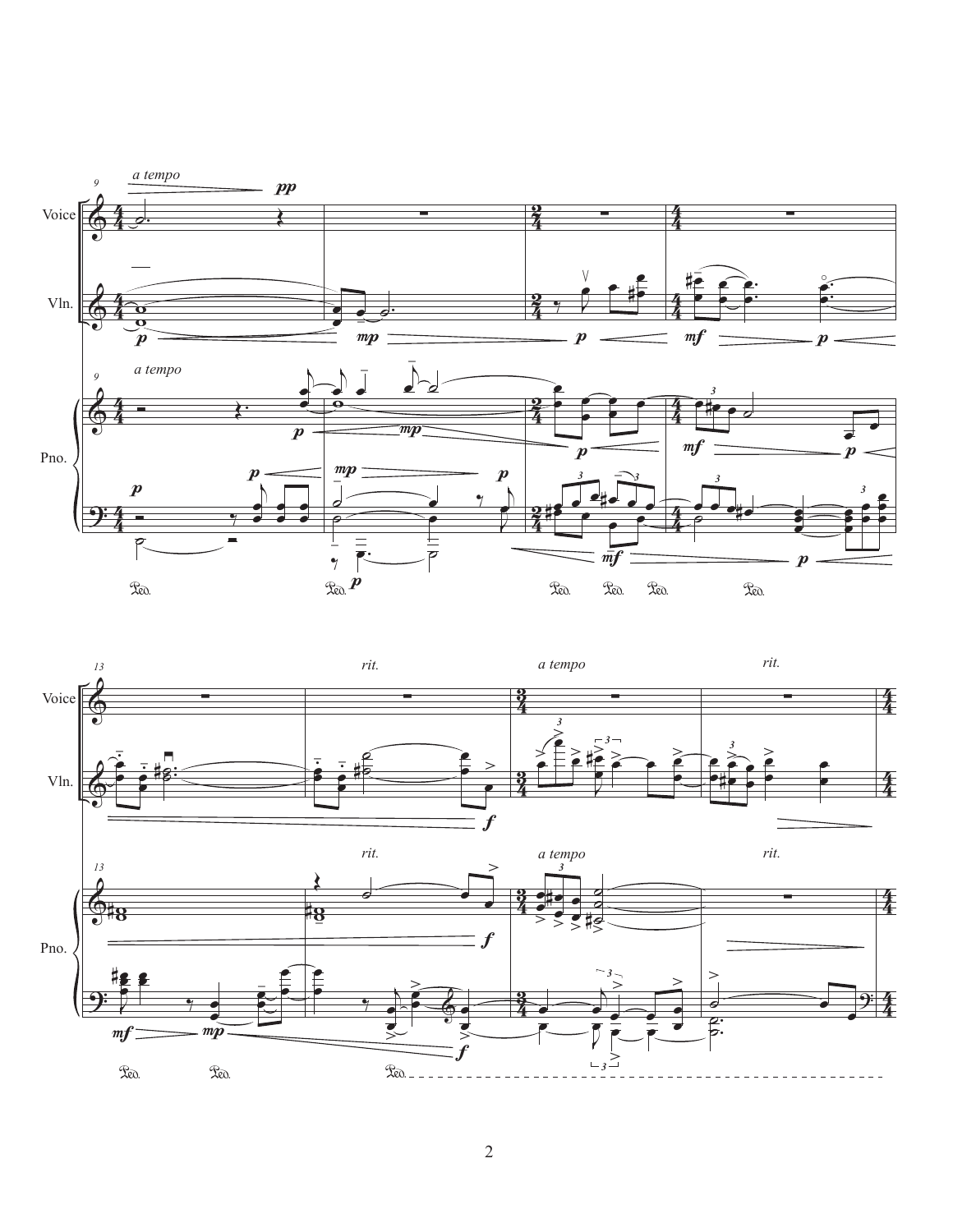9

*a tempo*

**pp**

Voice

Vln.

**p** **mp** **p** **mf** **p**

9

*a tempo*

Pno.

**p** **mp** **p** **mp** **p** **mf** **p**

13

*rit.* *a tempo* *rit.*

Voice

Vln.

**f**

13

*rit.* *a tempo* *rit.*

Pno.

**f** **mf** **mp** **f**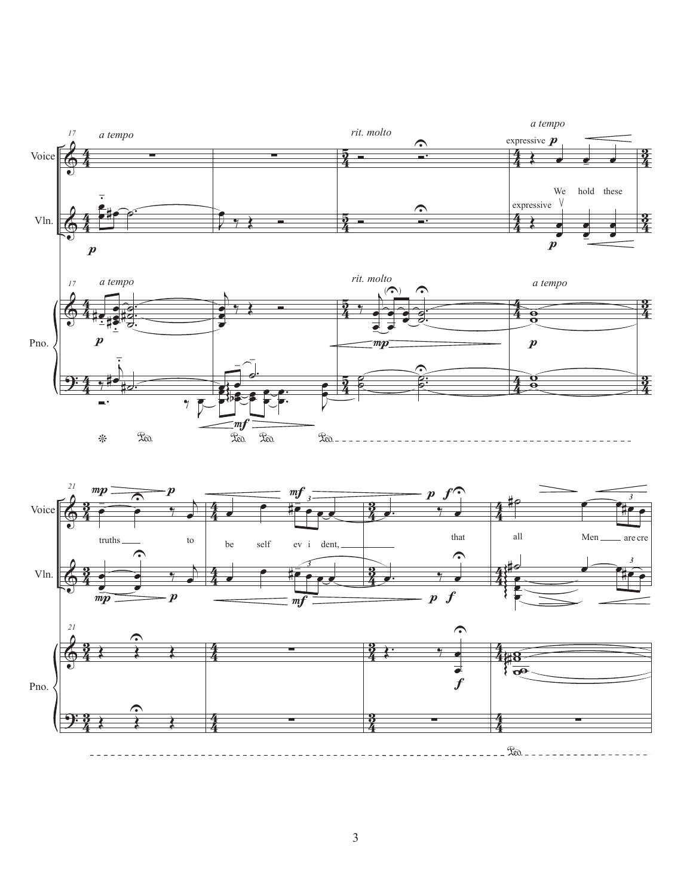*a tempo* — *rit. molto* — *a tempo*

Voice: expressive *p*

We hold these truths to be self ev i dent, that all Men are cre

Vln.: expressive

Pno.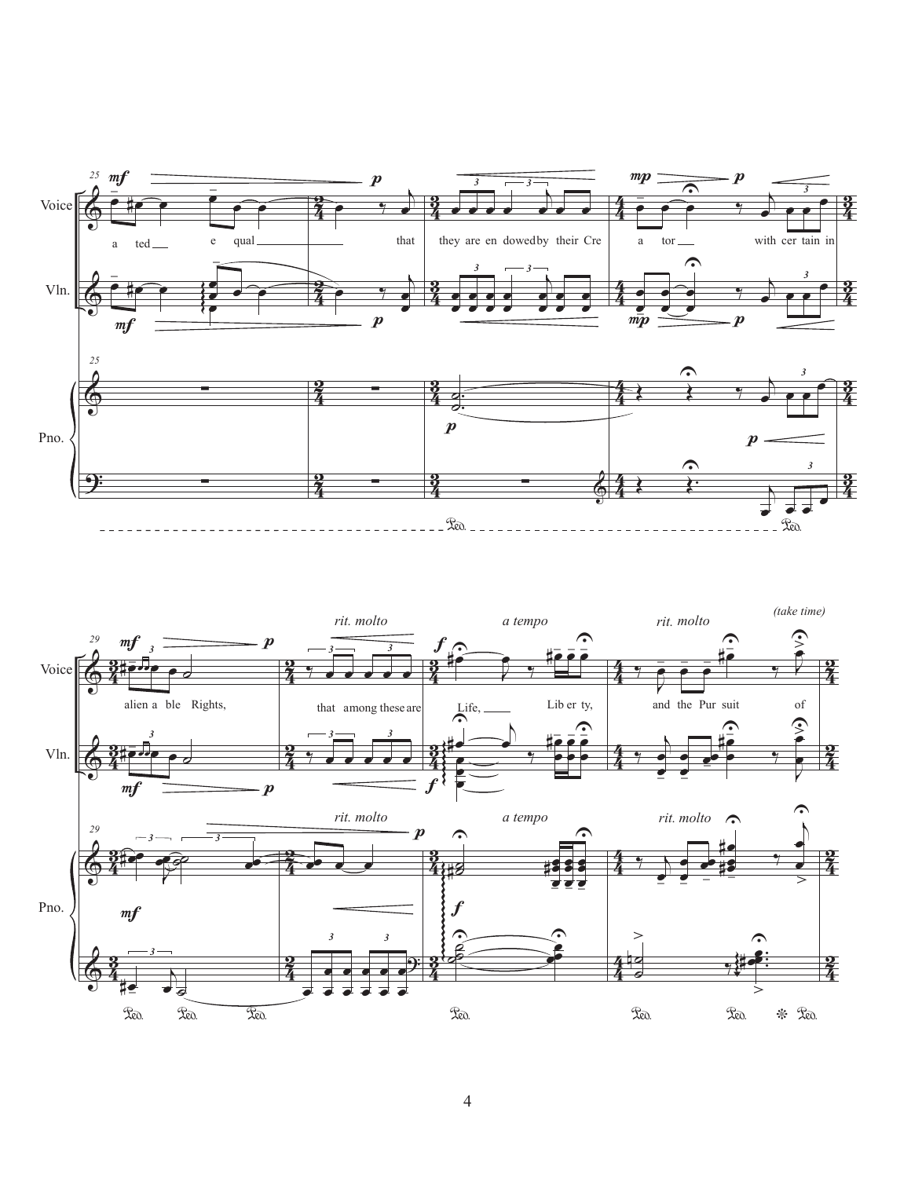Voice

Vln.

Pno.

a ted e qual that they are en dowed by their Cre a tor with cer tain in

rit. molto a tempo rit. molto (take time)

alien a ble Rights, that among these are Life, Lib er ty, and the Pur suit of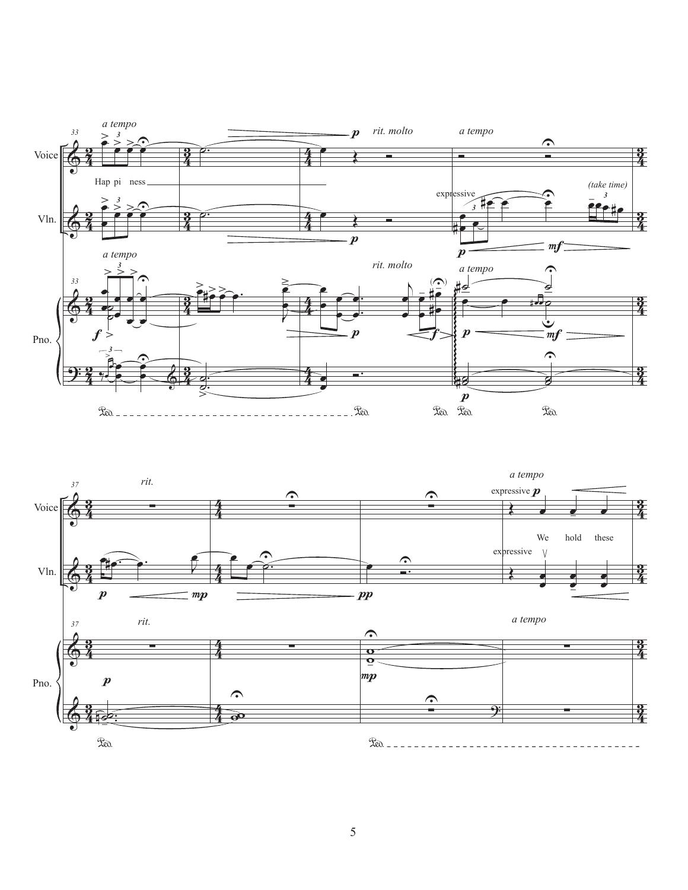a tempo

Voice

Hap pi ness

*p* *rit. molto* *a tempo*

Vln.

expressive

*(take time)*

*p* *mf*

a tempo

Pno.

*f* *p* *rit. molto* *f* *a tempo* *p* *mf*

*rit.* *a tempo*

Voice

expressive *p*

We hold these

Vln.

*p* *mp* *pp*

expressive

*rit.* *a tempo*

Pno.

*p* *mp*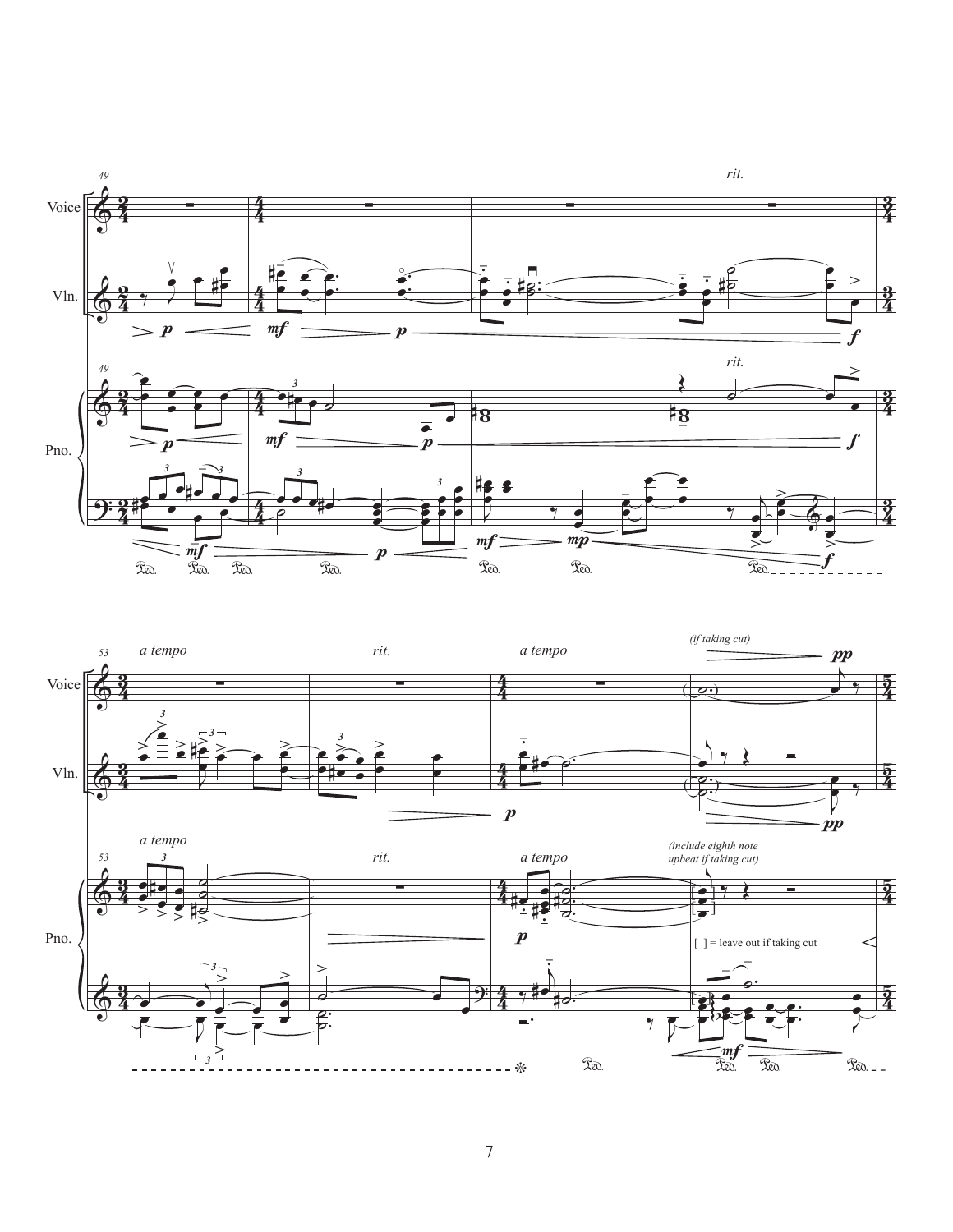Voice

Vln.

Pno.

rit.

a tempo

rit.

a tempo

(if taking cut)

(include eighth note upbeat if taking cut)

[ ] = leave out if taking cut